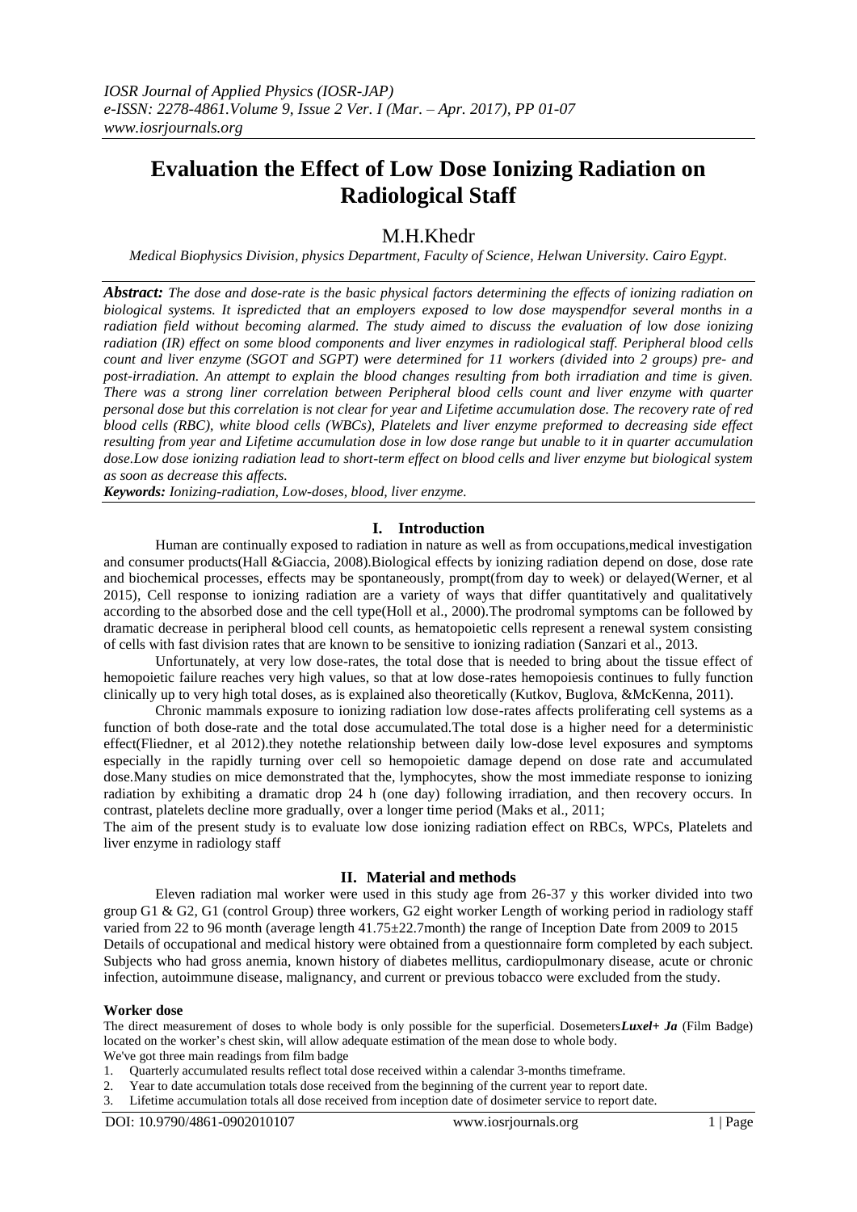# Evaluation the Effect of Low Dose Ionizing Radiation on Radiological Staff

## M.H.Khedr

*Medical Biophysics Division, physics Department, Faculty of Science, Helwan University. Cairo Egypt.*

***Abstract:*** *The dose and dose-rate is the basic physical factors determining the effects of ionizing radiation on biological systems. It ispredicted that an employers exposed to low dose mayspendfor several months in a radiation field without becoming alarmed. The study aimed to discuss the evaluation of low dose ionizing radiation (IR) effect on some blood components and liver enzymes in radiological staff. Peripheral blood cells count and liver enzyme (SGOT and SGPT) were determined for 11 workers (divided into 2 groups) pre- and post-irradiation. An attempt to explain the blood changes resulting from both irradiation and time is given. There was a strong liner correlation between Peripheral blood cells count and liver enzyme with quarter personal dose but this correlation is not clear for year and Lifetime accumulation dose. The recovery rate of red blood cells (RBC), white blood cells (WBCs), Platelets and liver enzyme preformed to decreasing side effect resulting from year and Lifetime accumulation dose in low dose range but unable to it in quarter accumulation dose.Low dose ionizing radiation lead to short-term effect on blood cells and liver enzyme but biological system as soon as decrease this affects.*

***Keywords:*** *Ionizing-radiation, Low-doses, blood, liver enzyme.*

## I. Introduction

Human are continually exposed to radiation in nature as well as from occupations,medical investigation and consumer products(Hall &Giaccia, 2008).Biological effects by ionizing radiation depend on dose, dose rate and biochemical processes, effects may be spontaneously, prompt(from day to week) or delayed(Werner, et al 2015), Cell response to ionizing radiation are a variety of ways that differ quantitatively and qualitatively according to the absorbed dose and the cell type(Holl et al., 2000).The prodromal symptoms can be followed by dramatic decrease in peripheral blood cell counts, as hematopoietic cells represent a renewal system consisting of cells with fast division rates that are known to be sensitive to ionizing radiation (Sanzari et al., 2013.

Unfortunately, at very low dose-rates, the total dose that is needed to bring about the tissue effect of hemopoietic failure reaches very high values, so that at low dose-rates hemopoiesis continues to fully function clinically up to very high total doses, as is explained also theoretically (Kutkov, Buglova, &McKenna, 2011).

Chronic mammals exposure to ionizing radiation low dose-rates affects proliferating cell systems as a function of both dose-rate and the total dose accumulated.The total dose is a higher need for a deterministic effect(Fliedner, et al 2012).they notethe relationship between daily low-dose level exposures and symptoms especially in the rapidly turning over cell so hemopoietic damage depend on dose rate and accumulated dose.Many studies on mice demonstrated that the, lymphocytes, show the most immediate response to ionizing radiation by exhibiting a dramatic drop 24 h (one day) following irradiation, and then recovery occurs. In contrast, platelets decline more gradually, over a longer time period (Maks et al., 2011;

The aim of the present study is to evaluate low dose ionizing radiation effect on RBCs, WPCs, Platelets and liver enzyme in radiology staff

## II. Material and methods

Eleven radiation mal worker were used in this study age from 26-37 y this worker divided into two group G1 & G2, G1 (control Group) three workers, G2 eight worker Length of working period in radiology staff varied from 22 to 96 month (average length 41.75±22.7month) the range of Inception Date from 2009 to 2015 Details of occupational and medical history were obtained from a questionnaire form completed by each subject. Subjects who had gross anemia, known history of diabetes mellitus, cardiopulmonary disease, acute or chronic infection, autoimmune disease, malignancy, and current or previous tobacco were excluded from the study.

### Worker dose

The direct measurement of doses to whole body is only possible for the superficial. Dosemeters***Luxel+ Ja*** (Film Badge) located on the worker's chest skin, will allow adequate estimation of the mean dose to whole body.

We've got three main readings from film badge

1. Quarterly accumulated results reflect total dose received within a calendar 3-months timeframe.
2. Year to date accumulation totals dose received from the beginning of the current year to report date.
3. Lifetime accumulation totals all dose received from inception date of dosimeter service to report date.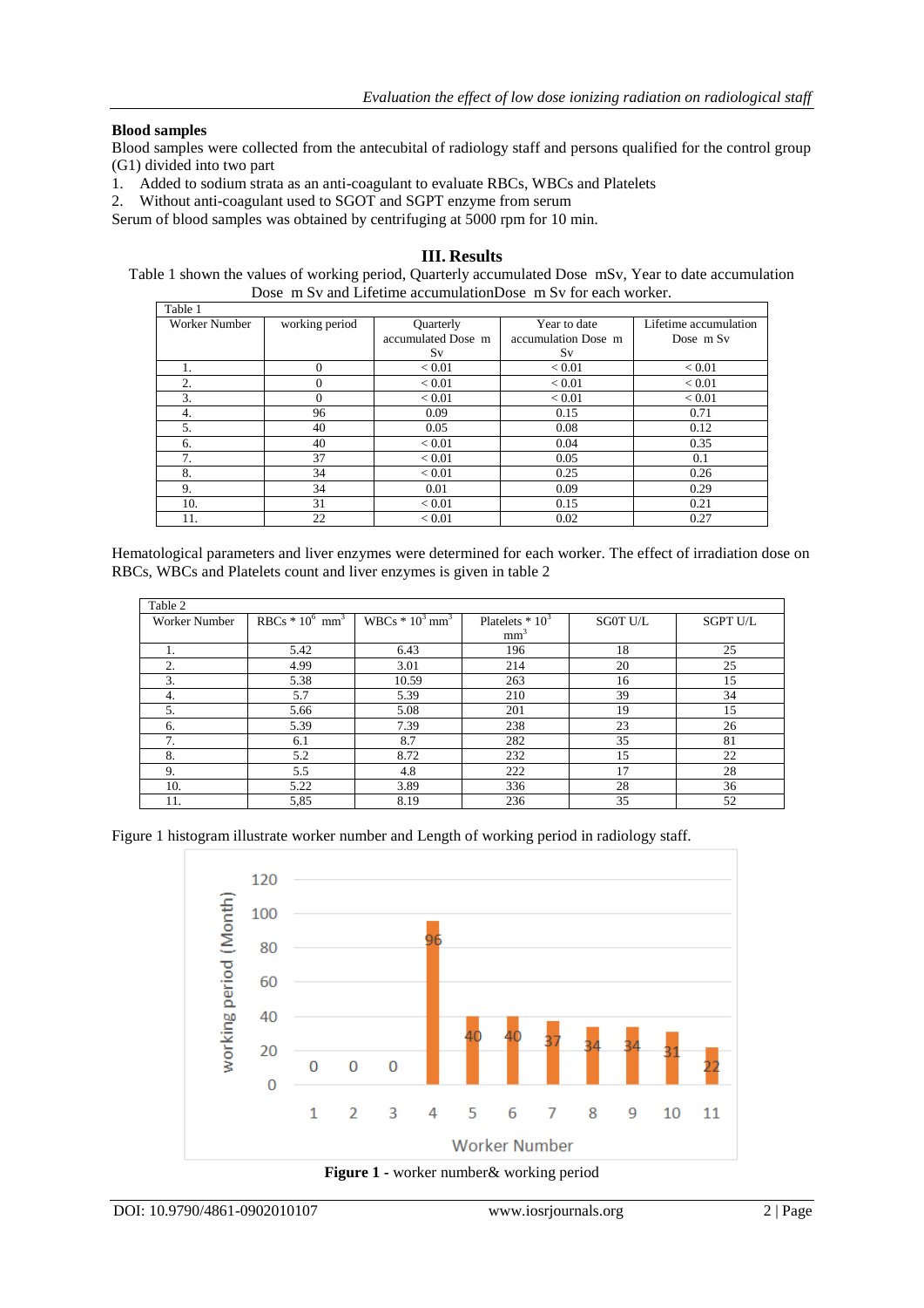**Blood samples**

Blood samples were collected from the antecubital of radiology staff and persons qualified for the control group (G1) divided into two part

1. Added to sodium strata as an anti-coagulant to evaluate RBCs, WBCs and Platelets
2. Without anti-coagulant used to SGOT and SGPT enzyme from serum

Serum of blood samples was obtained by centrifuging at 5000 rpm for 10 min.

## III. Results

Table 1 shown the values of working period, Quarterly accumulated Dose mSv, Year to date accumulation Dose m Sv and Lifetime accumulationDose m Sv for each worker.

Table 1

| Worker Number | working period | Quarterly accumulated Dose m Sv | Year to date accumulation Dose m Sv | Lifetime accumulation Dose m Sv |
|---|---|---|---|---|
| 1. | 0 | < 0.01 | < 0.01 | < 0.01 |
| 2. | 0 | < 0.01 | < 0.01 | < 0.01 |
| 3. | 0 | < 0.01 | < 0.01 | < 0.01 |
| 4. | 96 | 0.09 | 0.15 | 0.71 |
| 5. | 40 | 0.05 | 0.08 | 0.12 |
| 6. | 40 | < 0.01 | 0.04 | 0.35 |
| 7. | 37 | < 0.01 | 0.05 | 0.1 |
| 8. | 34 | < 0.01 | 0.25 | 0.26 |
| 9. | 34 | 0.01 | 0.09 | 0.29 |
| 10. | 31 | < 0.01 | 0.15 | 0.21 |
| 11. | 22 | < 0.01 | 0.02 | 0.27 |

Hematological parameters and liver enzymes were determined for each worker. The effect of irradiation dose on RBCs, WBCs and Platelets count and liver enzymes is given in table 2

Table 2

| Worker Number | RBCs * $10^6$ $mm^3$ | WBCs * $10^3$ $mm^3$ | Platelets * $10^3$ $mm^3$ | SG0T U/L | SGPT U/L |
|---|---|---|---|---|---|
| 1. | 5.42 | 6.43 | 196 | 18 | 25 |
| 2. | 4.99 | 3.01 | 214 | 20 | 25 |
| 3. | 5.38 | 10.59 | 263 | 16 | 15 |
| 4. | 5.7 | 5.39 | 210 | 39 | 34 |
| 5. | 5.66 | 5.08 | 201 | 19 | 15 |
| 6. | 5.39 | 7.39 | 238 | 23 | 26 |
| 7. | 6.1 | 8.7 | 282 | 35 | 81 |
| 8. | 5.2 | 8.72 | 232 | 15 | 22 |
| 9. | 5.5 | 4.8 | 222 | 17 | 28 |
| 10. | 5.22 | 3.89 | 336 | 28 | 36 |
| 11. | 5,85 | 8.19 | 236 | 35 | 52 |

Figure 1 histogram illustrate worker number and Length of working period in radiology staff.

**Figure 1** - worker number& working period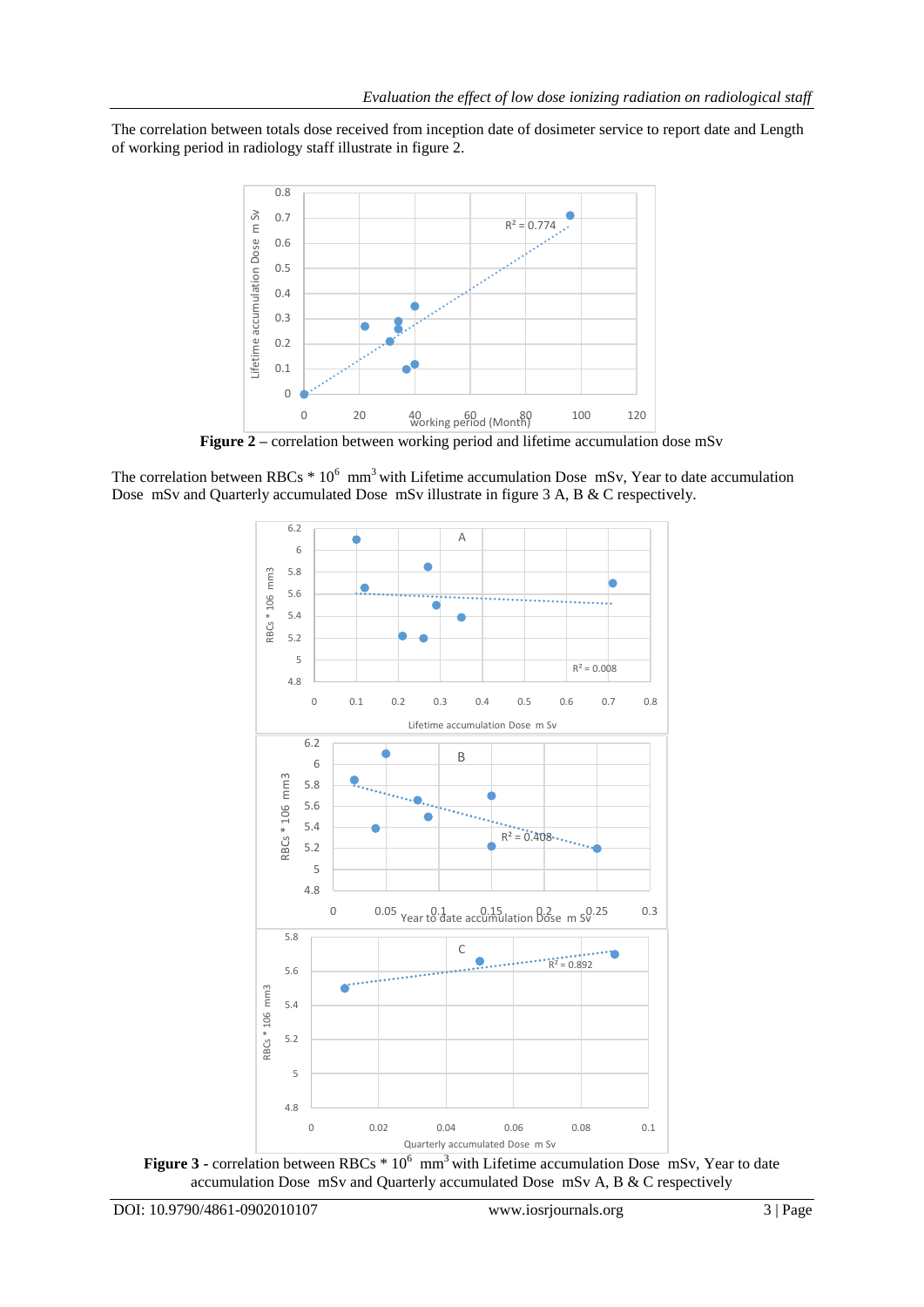The correlation between totals dose received from inception date of dosimeter service to report date and Length of working period in radiology staff illustrate in figure 2.

**Figure 2 –** correlation between working period and lifetime accumulation dose mSv

The correlation between RBCs * $10^6$ $mm^3$ with Lifetime accumulation Dose mSv, Year to date accumulation Dose mSv and Quarterly accumulated Dose mSv illustrate in figure 3 A, B & C respectively.

**Figure 3 -** correlation between RBCs * $10^6$ $mm^3$ with Lifetime accumulation Dose mSv, Year to date accumulation Dose mSv and Quarterly accumulated Dose mSv A, B & C respectively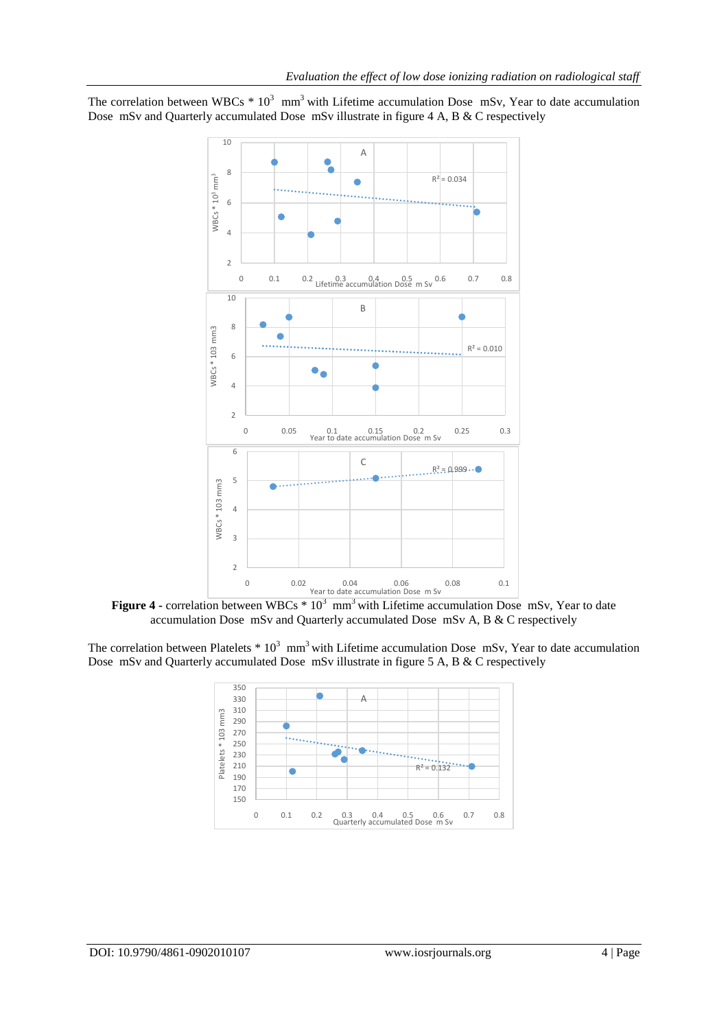The correlation between WBCs * $10^3$ $mm^3$ with Lifetime accumulation Dose mSv, Year to date accumulation Dose mSv and Quarterly accumulated Dose mSv illustrate in figure 4 A, B & C respectively

**Figure 4** - correlation between WBCs * $10^3$ $mm^3$ with Lifetime accumulation Dose mSv, Year to date accumulation Dose mSv and Quarterly accumulated Dose mSv A, B & C respectively

The correlation between Platelets * $10^3$ $mm^3$ with Lifetime accumulation Dose mSv, Year to date accumulation Dose mSv and Quarterly accumulated Dose mSv illustrate in figure 5 A, B & C respectively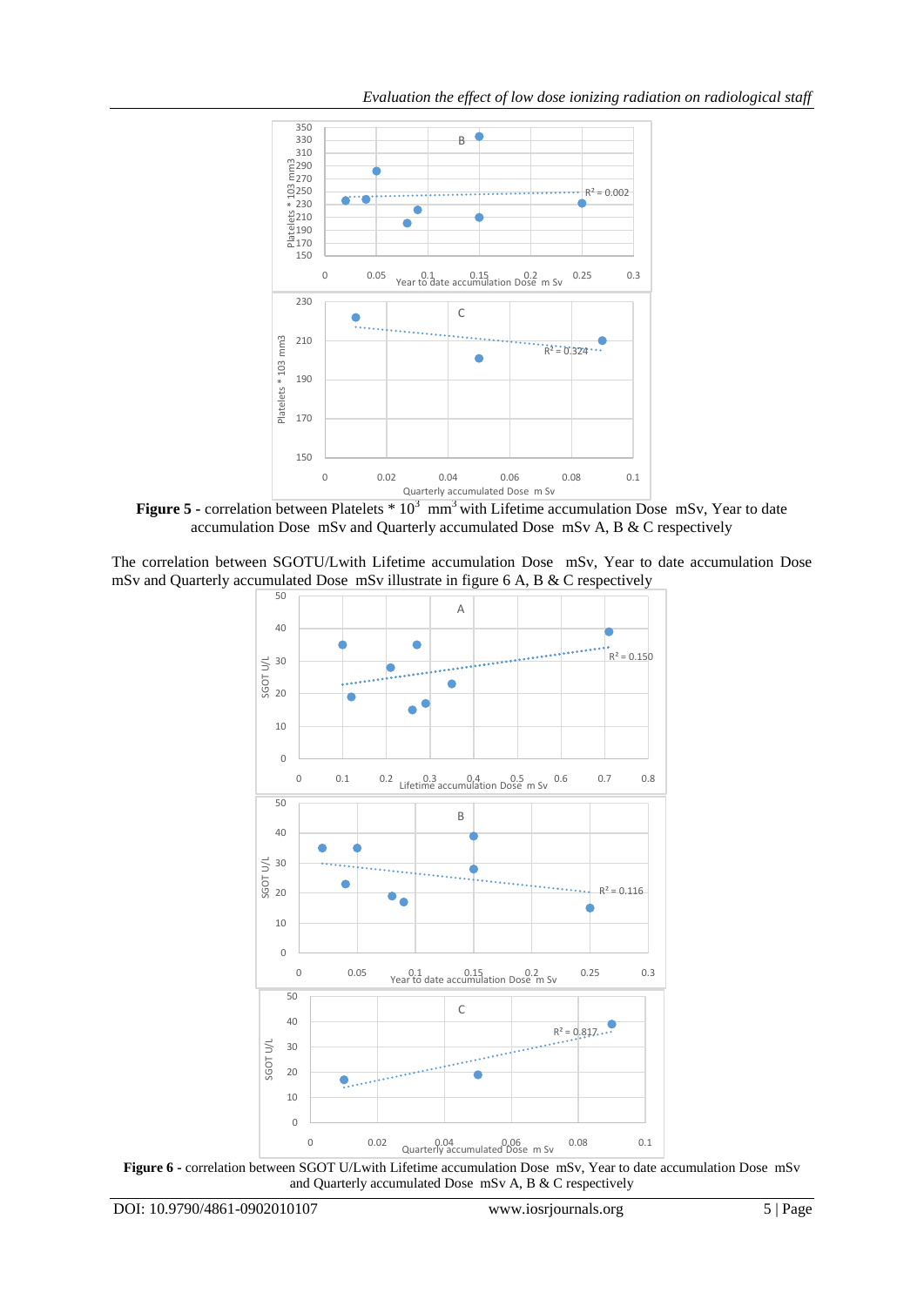**Figure 5 -** correlation between Platelets * $10^3$ $mm^3$ with Lifetime accumulation Dose mSv, Year to date accumulation Dose mSv and Quarterly accumulated Dose mSv A, B & C respectively

The correlation between SGOTU/Lwith Lifetime accumulation Dose mSv, Year to date accumulation Dose mSv and Quarterly accumulated Dose mSv illustrate in figure 6 A, B & C respectively

**Figure 6 -** correlation between SGOT U/Lwith Lifetime accumulation Dose mSv, Year to date accumulation Dose mSv and Quarterly accumulated Dose mSv A, B & C respectively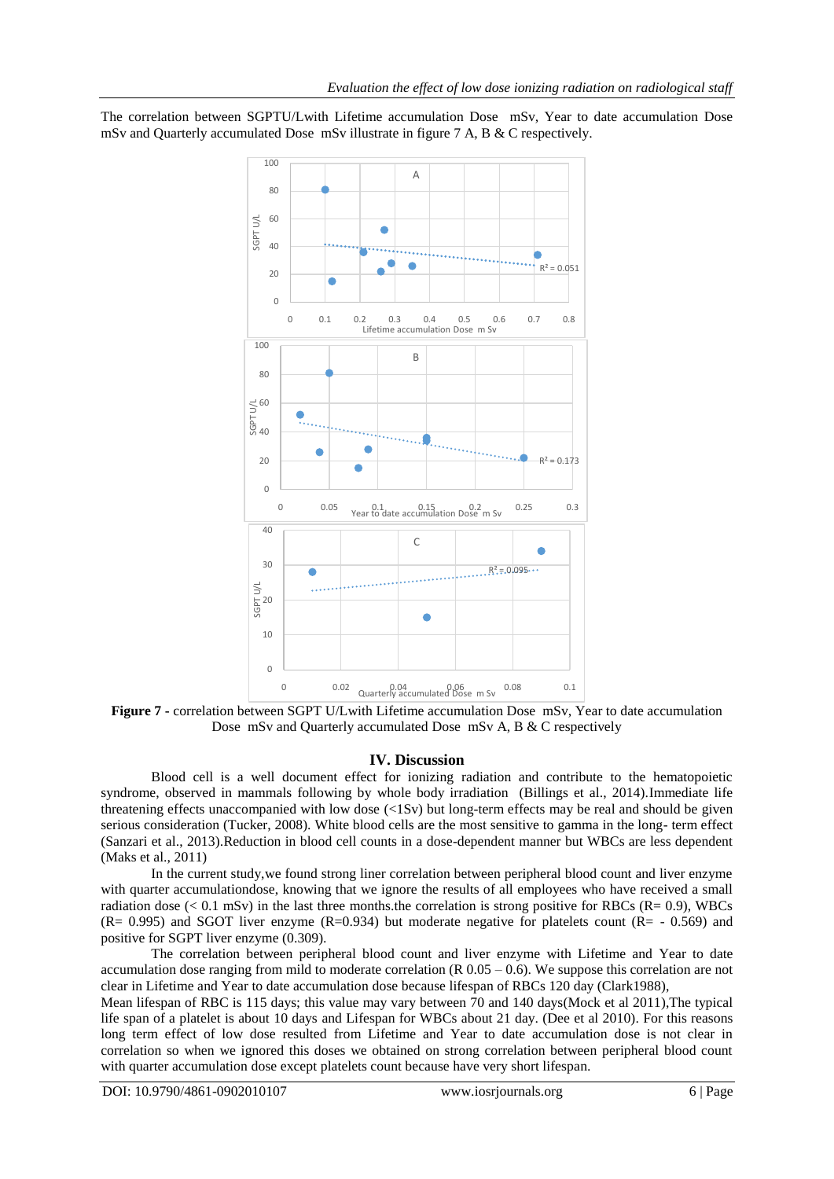The correlation between SGPTU/Lwith Lifetime accumulation Dose mSv, Year to date accumulation Dose mSv and Quarterly accumulated Dose mSv illustrate in figure 7 A, B & C respectively.

**Figure 7** - correlation between SGPT U/Lwith Lifetime accumulation Dose mSv, Year to date accumulation Dose mSv and Quarterly accumulated Dose mSv A, B & C respectively

## IV. Discussion

Blood cell is a well document effect for ionizing radiation and contribute to the hematopoietic syndrome, observed in mammals following by whole body irradiation (Billings et al., 2014).Immediate life threatening effects unaccompanied with low dose (<1Sv) but long-term effects may be real and should be given serious consideration (Tucker, 2008). White blood cells are the most sensitive to gamma in the long- term effect (Sanzari et al., 2013).Reduction in blood cell counts in a dose-dependent manner but WBCs are less dependent (Maks et al., 2011)

In the current study,we found strong liner correlation between peripheral blood count and liver enzyme with quarter accumulationdose, knowing that we ignore the results of all employees who have received a small radiation dose (< 0.1 mSv) in the last three months.the correlation is strong positive for RBCs (R= 0.9), WBCs (R= 0.995) and SGOT liver enzyme (R=0.934) but moderate negative for platelets count (R= - 0.569) and positive for SGPT liver enzyme (0.309).

The correlation between peripheral blood count and liver enzyme with Lifetime and Year to date accumulation dose ranging from mild to moderate correlation (R 0.05 – 0.6). We suppose this correlation are not clear in Lifetime and Year to date accumulation dose because lifespan of RBCs 120 day (Clark1988),

Mean lifespan of RBC is 115 days; this value may vary between 70 and 140 days(Mock et al 2011),The typical life span of a platelet is about 10 days and Lifespan for WBCs about 21 day. (Dee et al 2010). For this reasons long term effect of low dose resulted from Lifetime and Year to date accumulation dose is not clear in correlation so when we ignored this doses we obtained on strong correlation between peripheral blood count with quarter accumulation dose except platelets count because have very short lifespan.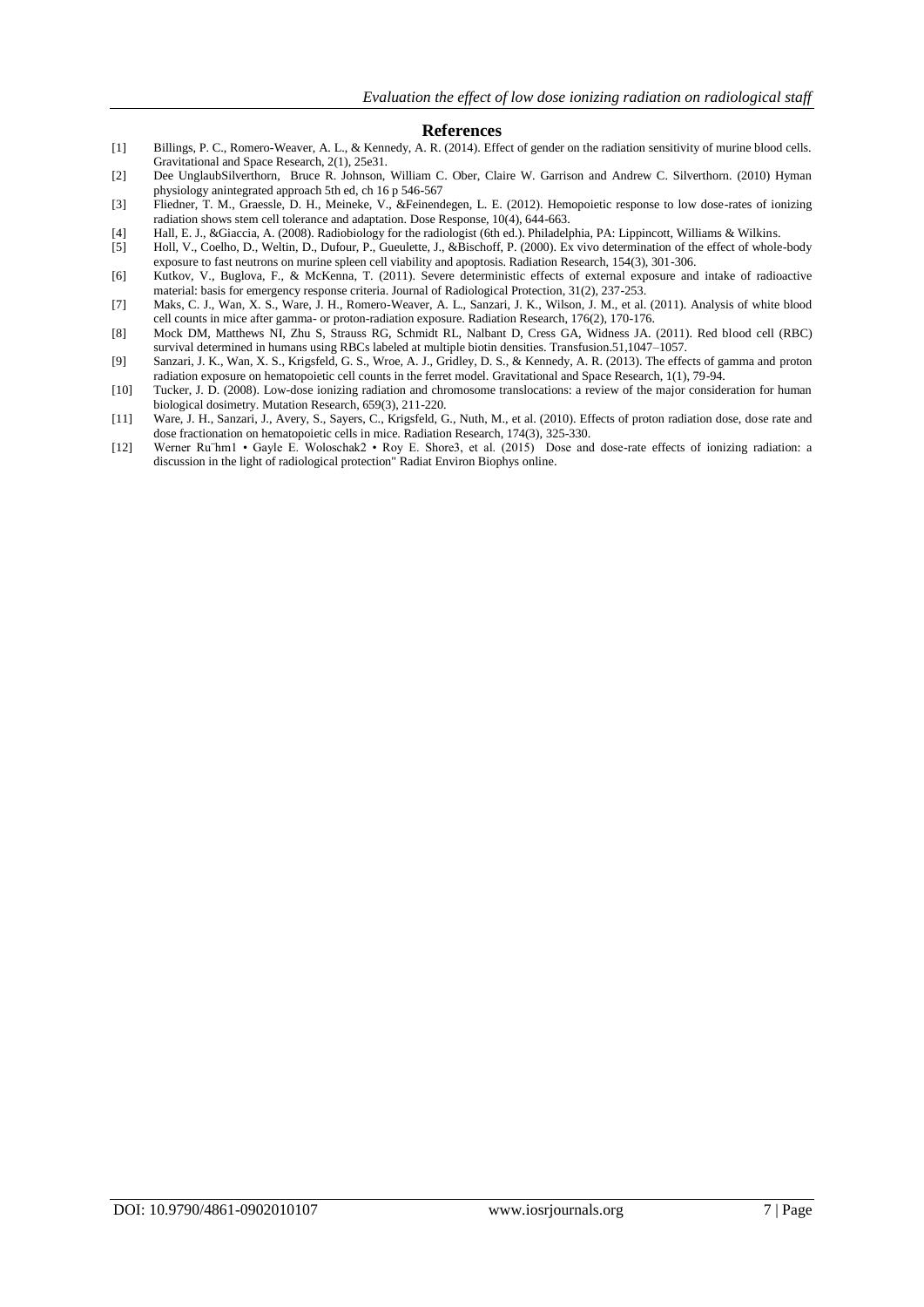## References

[1] Billings, P. C., Romero-Weaver, A. L., & Kennedy, A. R. (2014). Effect of gender on the radiation sensitivity of murine blood cells. Gravitational and Space Research, 2(1), 25e31.

[2] Dee UnglaubSilverthorn, Bruce R. Johnson, William C. Ober, Claire W. Garrison and Andrew C. Silverthorn. (2010) Hyman physiology anintegrated approach 5th ed, ch 16 p 546-567

[3] Fliedner, T. M., Graessle, D. H., Meineke, V., &Feinendegen, L. E. (2012). Hemopoietic response to low dose-rates of ionizing radiation shows stem cell tolerance and adaptation. Dose Response, 10(4), 644-663.

[4] Hall, E. J., &Giaccia, A. (2008). Radiobiology for the radiologist (6th ed.). Philadelphia, PA: Lippincott, Williams & Wilkins.

[5] Holl, V., Coelho, D., Weltin, D., Dufour, P., Gueulette, J., &Bischoff, P. (2000). Ex vivo determination of the effect of whole-body exposure to fast neutrons on murine spleen cell viability and apoptosis. Radiation Research, 154(3), 301-306.

[6] Kutkov, V., Buglova, F., & McKenna, T. (2011). Severe deterministic effects of external exposure and intake of radioactive material: basis for emergency response criteria. Journal of Radiological Protection, 31(2), 237-253.

[7] Maks, C. J., Wan, X. S., Ware, J. H., Romero-Weaver, A. L., Sanzari, J. K., Wilson, J. M., et al. (2011). Analysis of white blood cell counts in mice after gamma- or proton-radiation exposure. Radiation Research, 176(2), 170-176.

[8] Mock DM, Matthews NI, Zhu S, Strauss RG, Schmidt RL, Nalbant D, Cress GA, Widness JA. (2011). Red blood cell (RBC) survival determined in humans using RBCs labeled at multiple biotin densities. Transfusion.51,1047–1057.

[9] Sanzari, J. K., Wan, X. S., Krigsfeld, G. S., Wroe, A. J., Gridley, D. S., & Kennedy, A. R. (2013). The effects of gamma and proton radiation exposure on hematopoietic cell counts in the ferret model. Gravitational and Space Research, 1(1), 79-94.

[10] Tucker, J. D. (2008). Low-dose ionizing radiation and chromosome translocations: a review of the major consideration for human biological dosimetry. Mutation Research, 659(3), 211-220.

[11] Ware, J. H., Sanzari, J., Avery, S., Sayers, C., Krigsfeld, G., Nuth, M., et al. (2010). Effects of proton radiation dose, dose rate and dose fractionation on hematopoietic cells in mice. Radiation Research, 174(3), 325-330.

[12] Werner Ru¨hm1 • Gayle E. Woloschak2 • Roy E. Shore3, et al. (2015) Dose and dose-rate effects of ionizing radiation: a discussion in the light of radiological protection" Radiat Environ Biophys online.